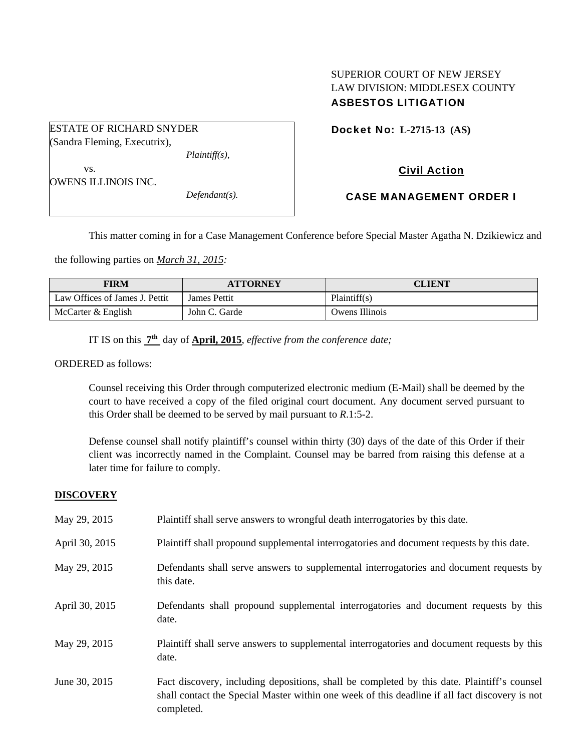SUPERIOR COURT OF NEW JERSEY
LAW DIVISION: MIDDLESEX COUNTY
**ASBESTOS LITIGATION**

ESTATE OF RICHARD SNYDER
(Sandra Fleming, Executrix),
*Plaintiff(s),*
vs.
OWENS ILLINOIS INC.
*Defendant(s).*

**Docket No: L-2715-13 (AS)**

**Civil Action**

**CASE MANAGEMENT ORDER I**

This matter coming in for a Case Management Conference before Special Master Agatha N. Dzikiewicz and the following parties on *March 31, 2015:*

| FIRM | ATTORNEY | CLIENT |
|---|---|---|
| Law Offices of James J. Pettit | James Pettit | Plaintiff(s) |
| McCarter & English | John C. Garde | Owens Illinois |

IT IS on this **7th** day of **April, 2015**, *effective from the conference date;*

ORDERED as follows:

Counsel receiving this Order through computerized electronic medium (E-Mail) shall be deemed by the court to have received a copy of the filed original court document. Any document served pursuant to this Order shall be deemed to be served by mail pursuant to *R*.1:5-2.

Defense counsel shall notify plaintiff's counsel within thirty (30) days of the date of this Order if their client was incorrectly named in the Complaint. Counsel may be barred from raising this defense at a later time for failure to comply.

**DISCOVERY**

| | |
|---|---|
| May 29, 2015 | Plaintiff shall serve answers to wrongful death interrogatories by this date. |
| April 30, 2015 | Plaintiff shall propound supplemental interrogatories and document requests by this date. |
| May 29, 2015 | Defendants shall serve answers to supplemental interrogatories and document requests by this date. |
| April 30, 2015 | Defendants shall propound supplemental interrogatories and document requests by this date. |
| May 29, 2015 | Plaintiff shall serve answers to supplemental interrogatories and document requests by this date. |
| June 30, 2015 | Fact discovery, including depositions, shall be completed by this date. Plaintiff's counsel shall contact the Special Master within one week of this deadline if all fact discovery is not completed. |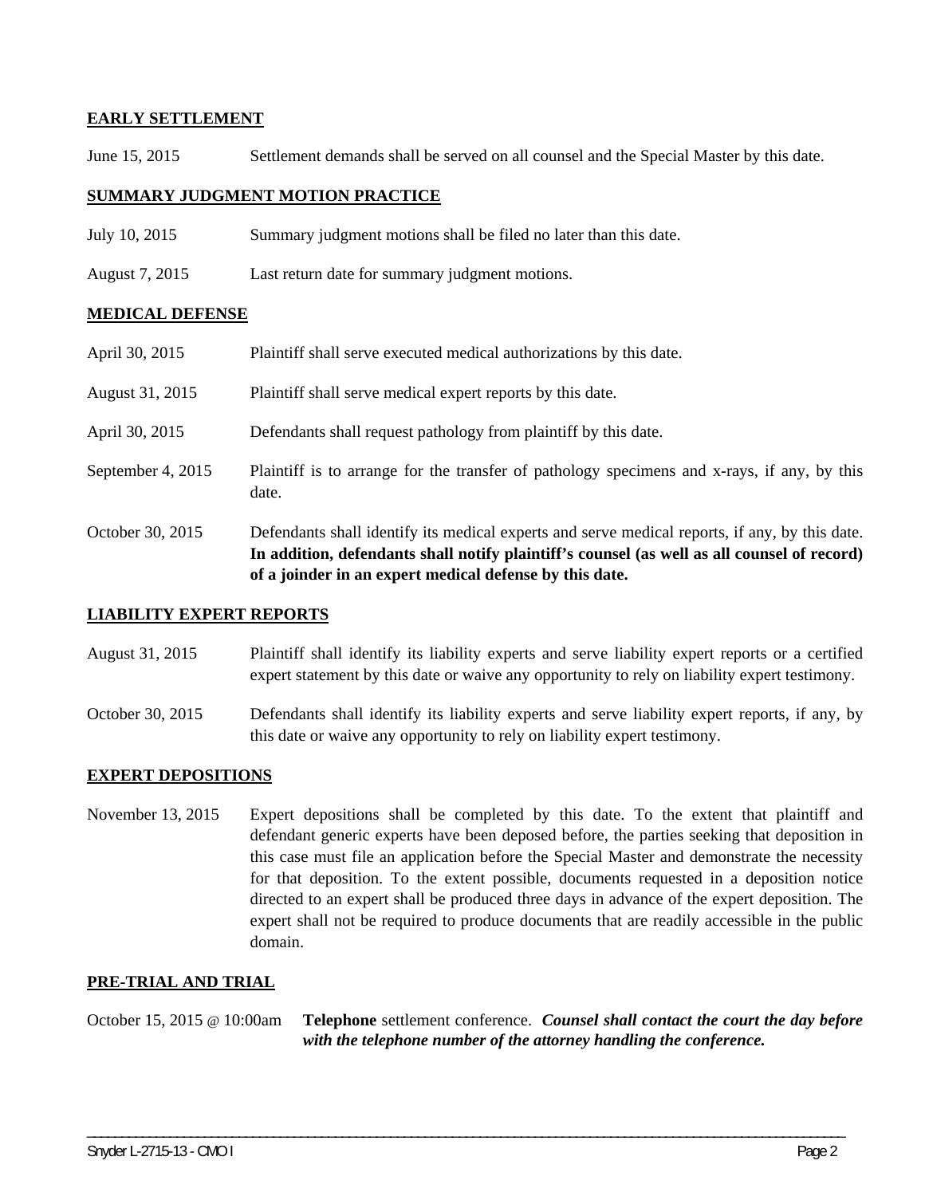**EARLY SETTLEMENT**

June 15, 2015 Settlement demands shall be served on all counsel and the Special Master by this date.

**SUMMARY JUDGMENT MOTION PRACTICE**

July 10, 2015 Summary judgment motions shall be filed no later than this date.

August 7, 2015 Last return date for summary judgment motions.

**MEDICAL DEFENSE**

April 30, 2015 Plaintiff shall serve executed medical authorizations by this date.

August 31, 2015 Plaintiff shall serve medical expert reports by this date.

April 30, 2015 Defendants shall request pathology from plaintiff by this date.

September 4, 2015 Plaintiff is to arrange for the transfer of pathology specimens and x-rays, if any, by this date.

October 30, 2015 Defendants shall identify its medical experts and serve medical reports, if any, by this date. **In addition, defendants shall notify plaintiff's counsel (as well as all counsel of record) of a joinder in an expert medical defense by this date.**

**LIABILITY EXPERT REPORTS**

August 31, 2015 Plaintiff shall identify its liability experts and serve liability expert reports or a certified expert statement by this date or waive any opportunity to rely on liability expert testimony.

October 30, 2015 Defendants shall identify its liability experts and serve liability expert reports, if any, by this date or waive any opportunity to rely on liability expert testimony.

**EXPERT DEPOSITIONS**

November 13, 2015 Expert depositions shall be completed by this date. To the extent that plaintiff and defendant generic experts have been deposed before, the parties seeking that deposition in this case must file an application before the Special Master and demonstrate the necessity for that deposition. To the extent possible, documents requested in a deposition notice directed to an expert shall be produced three days in advance of the expert deposition. The expert shall not be required to produce documents that are readily accessible in the public domain.

**PRE-TRIAL AND TRIAL**

October 15, 2015 @ 10:00am **Telephone** settlement conference. ***Counsel shall contact the court the day before with the telephone number of the attorney handling the conference.***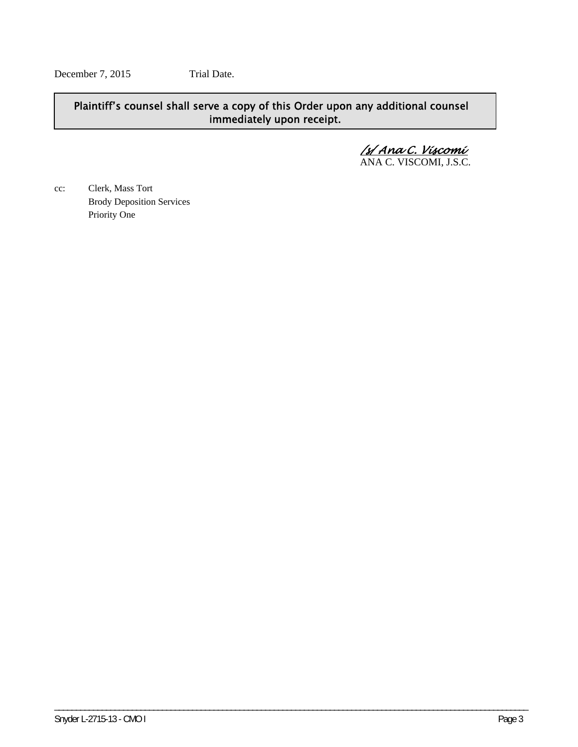| | |
|---|---|
| December 7, 2015 | Trial Date. |

**Plaintiff's counsel shall serve a copy of this Order upon any additional counsel immediately upon receipt.**

*/s/ Ana C. Viscomi*
ANA C. VISCOMI, J.S.C.

cc: Clerk, Mass Tort
Brody Deposition Services
Priority One